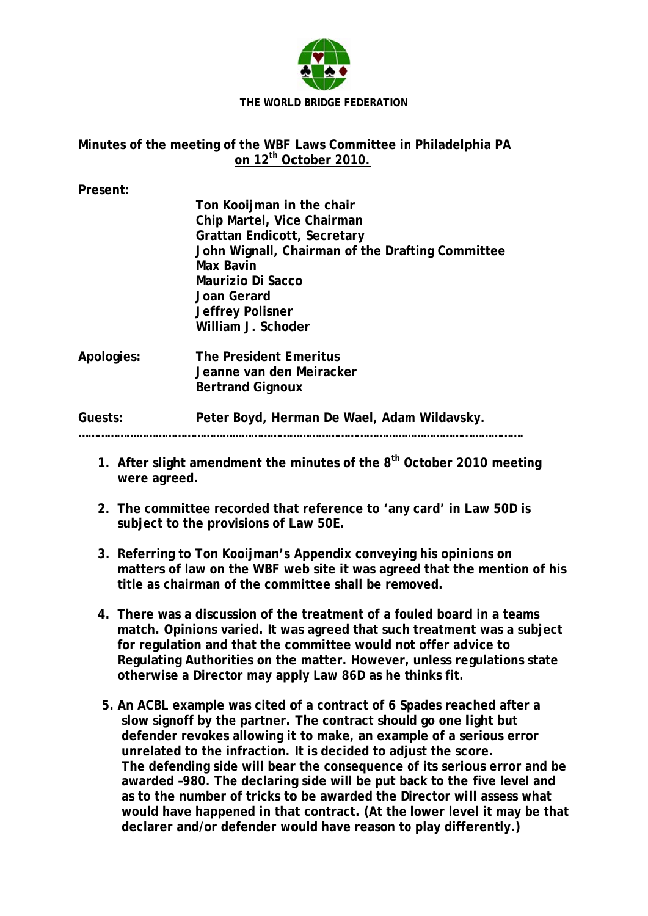**THE WORLD BRIDGE FEDERATION**

**Minutes of the meeting of the WBF Laws Committee in Philadelphia PA on 12th October 2010.**

**Present:**

- **Ton Kooijman in the chair**
- **Chip Martel, Vice Chairman**
- **Grattan Endicott, Secretary**
- **John Wignall, Chairman of the Drafting Committee**
- **Max Bavin**
- **Maurizio Di Sacco**
- **Joan Gerard**
- **Jeffrey Polisner**
- **William J. Schoder**

**Apologies:**

- **The President Emeritus**
- **Jeanne van den Meiracker**
- **Bertrand Gignoux**

**Guests:** **Peter Boyd, Herman De Wael, Adam Wildavsky.**

---

1. **After slight amendment the minutes of the 8th October 2010 meeting were agreed.**

2. **The committee recorded that reference to 'any card' in Law 50D is subject to the provisions of Law 50E.**

3. **Referring to Ton Kooijman's Appendix conveying his opinions on matters of law on the WBF web site it was agreed that the mention of his title as chairman of the committee shall be removed.**

4. **There was a discussion of the treatment of a fouled board in a teams match. Opinions varied. It was agreed that such treatment was a subject for regulation and that the committee would not offer advice to Regulating Authorities on the matter. However, unless regulations state otherwise a Director may apply Law 86D as he thinks fit.**

5. **An ACBL example was cited of a contract of 6 Spades reached after a slow signoff by the partner. The contract should go one light but defender revokes allowing it to make, an example of a serious error unrelated to the infraction. It is decided to adjust the score. The defending side will bear the consequence of its serious error and be awarded -980. The declaring side will be put back to the five level and as to the number of tricks to be awarded the Director will assess what would have happened in that contract. (At the lower level it may be that declarer and/or defender would have reason to play differently.)**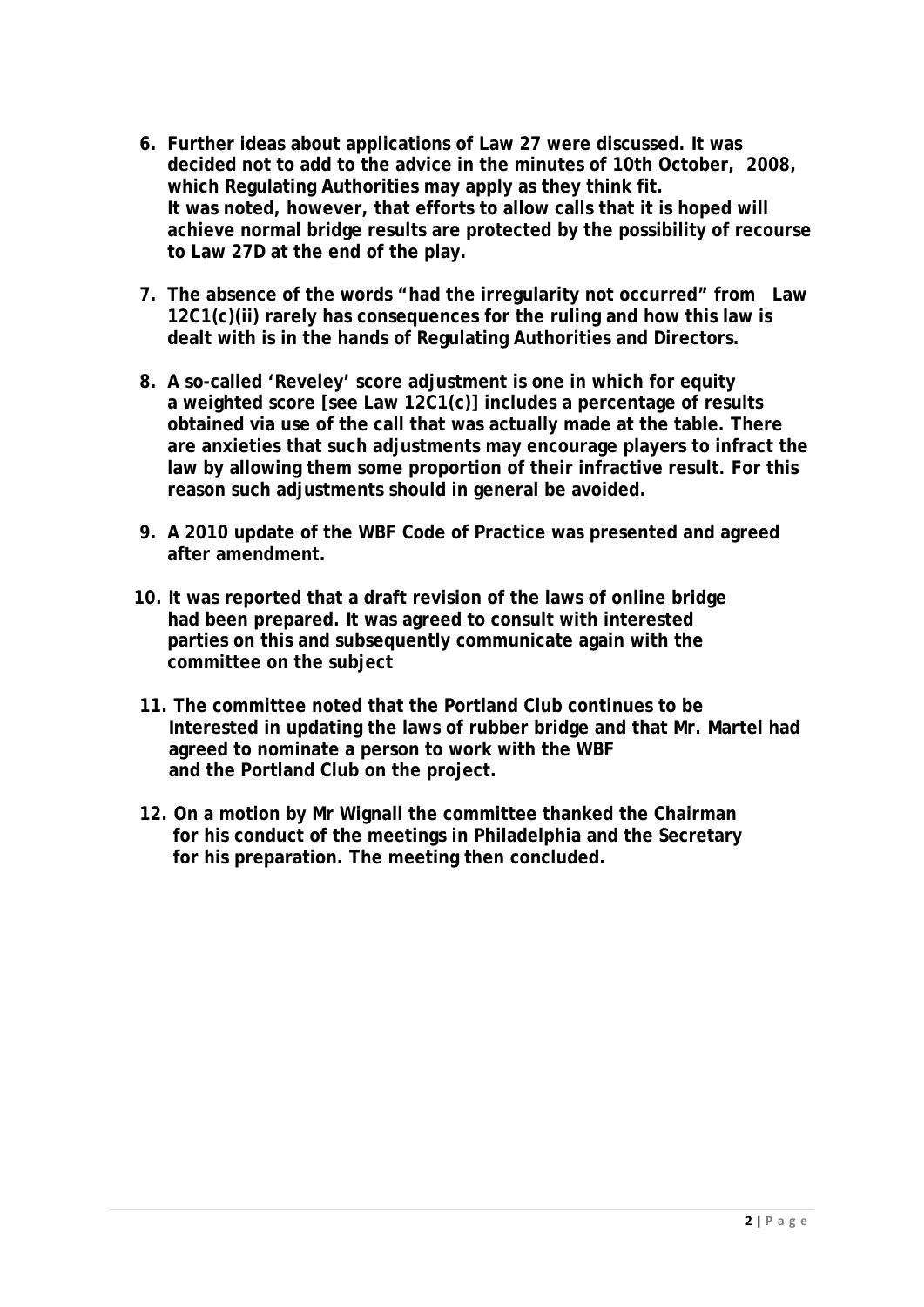6. **Further ideas about applications of Law 27 were discussed. It was decided not to add to the advice in the minutes of 10th October, 2008, which Regulating Authorities may apply as they think fit. It was noted, however, that efforts to allow calls that it is hoped will achieve normal bridge results are protected by the possibility of recourse to Law 27D at the end of the play.**

7. **The absence of the words "had the irregularity not occurred" from Law 12C1(c)(ii) rarely has consequences for the ruling and how this law is dealt with is in the hands of Regulating Authorities and Directors.**

8. **A so-called 'Reveley' score adjustment is one in which for equity a weighted score [see Law 12C1(c)] includes a percentage of results obtained via use of the call that was actually made at the table. There are anxieties that such adjustments may encourage players to infract the law by allowing them some proportion of their infractive result. For this reason such adjustments should in general be avoided.**

9. **A 2010 update of the WBF Code of Practice was presented and agreed after amendment.**

10. **It was reported that a draft revision of the laws of online bridge had been prepared. It was agreed to consult with interested parties on this and subsequently communicate again with the committee on the subject**

11. **The committee noted that the Portland Club continues to be Interested in updating the laws of rubber bridge and that Mr. Martel had agreed to nominate a person to work with the WBF and the Portland Club on the project.**

12. **On a motion by Mr Wignall the committee thanked the Chairman for his conduct of the meetings in Philadelphia and the Secretary for his preparation. The meeting then concluded.**